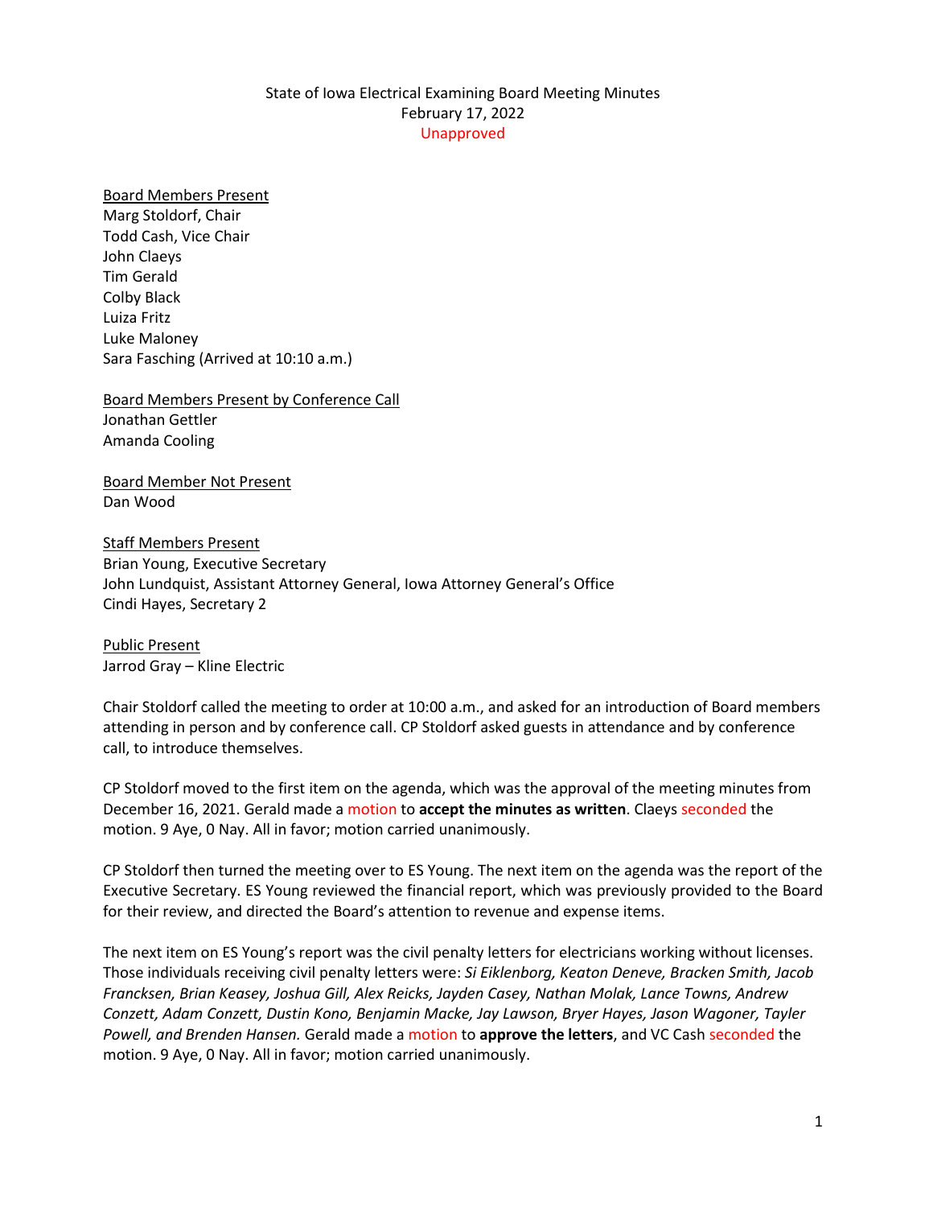State of Iowa Electrical Examining Board Meeting Minutes
February 17, 2022
Unapproved

Board Members Present
Marg Stoldorf, Chair
Todd Cash, Vice Chair
John Claeys
Tim Gerald
Colby Black
Luiza Fritz
Luke Maloney
Sara Fasching (Arrived at 10:10 a.m.)

Board Members Present by Conference Call
Jonathan Gettler
Amanda Cooling

Board Member Not Present
Dan Wood

Staff Members Present
Brian Young, Executive Secretary
John Lundquist, Assistant Attorney General, Iowa Attorney General's Office
Cindi Hayes, Secretary 2

Public Present
Jarrod Gray – Kline Electric

Chair Stoldorf called the meeting to order at 10:00 a.m., and asked for an introduction of Board members attending in person and by conference call. CP Stoldorf asked guests in attendance and by conference call, to introduce themselves.

CP Stoldorf moved to the first item on the agenda, which was the approval of the meeting minutes from December 16, 2021. Gerald made a motion to **accept the minutes as written**. Claeys seconded the motion. 9 Aye, 0 Nay. All in favor; motion carried unanimously.

CP Stoldorf then turned the meeting over to ES Young. The next item on the agenda was the report of the Executive Secretary. ES Young reviewed the financial report, which was previously provided to the Board for their review, and directed the Board's attention to revenue and expense items.

The next item on ES Young's report was the civil penalty letters for electricians working without licenses. Those individuals receiving civil penalty letters were: *Si Eiklenborg, Keaton Deneve, Bracken Smith, Jacob Francksen, Brian Keasey, Joshua Gill, Alex Reicks, Jayden Casey, Nathan Molak, Lance Towns, Andrew Conzett, Adam Conzett, Dustin Kono, Benjamin Macke, Jay Lawson, Bryer Hayes, Jason Wagoner, Tayler Powell, and Brenden Hansen.* Gerald made a motion to **approve the letters**, and VC Cash seconded the motion. 9 Aye, 0 Nay. All in favor; motion carried unanimously.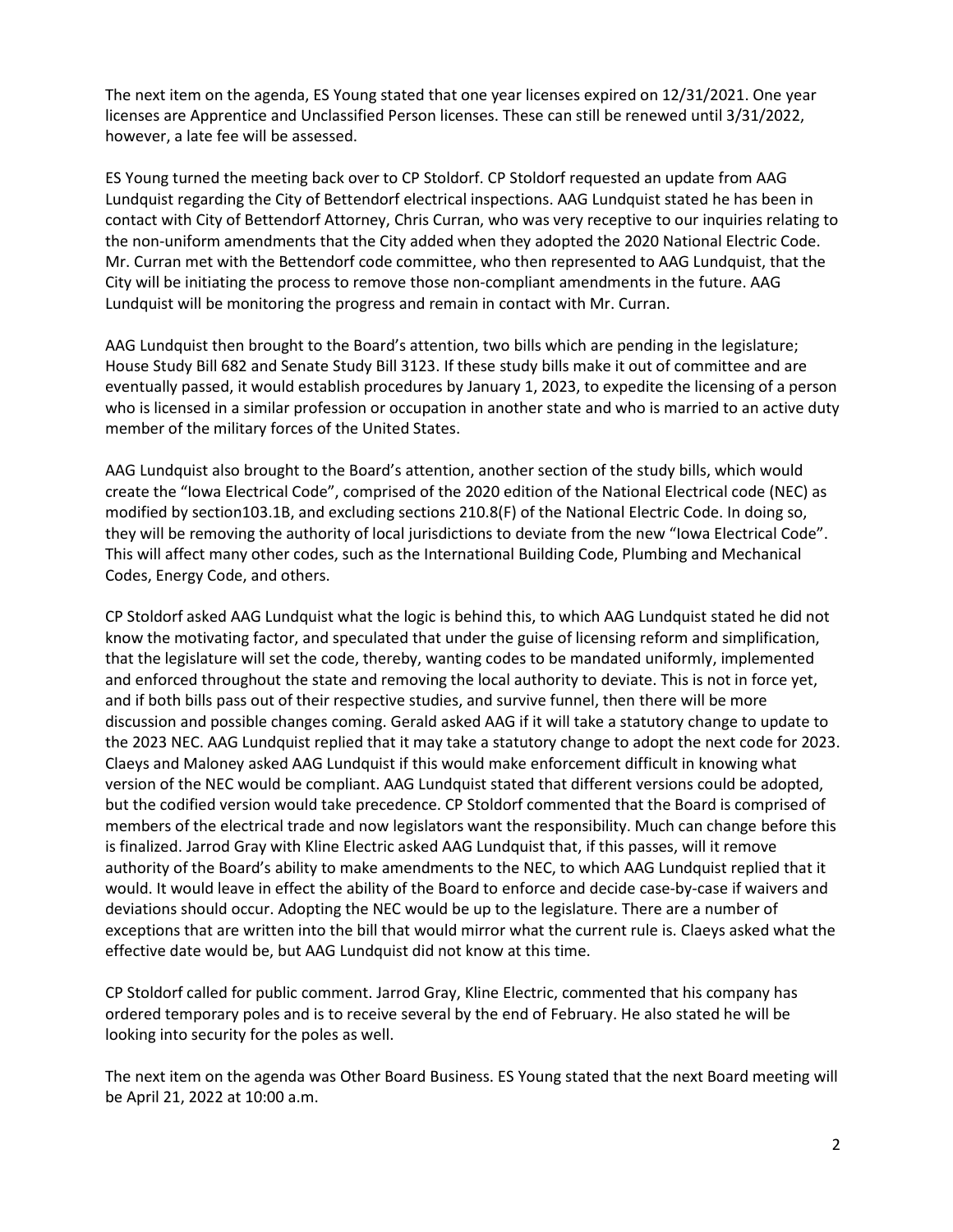The next item on the agenda, ES Young stated that one year licenses expired on 12/31/2021. One year licenses are Apprentice and Unclassified Person licenses. These can still be renewed until 3/31/2022, however, a late fee will be assessed.

ES Young turned the meeting back over to CP Stoldorf. CP Stoldorf requested an update from AAG Lundquist regarding the City of Bettendorf electrical inspections. AAG Lundquist stated he has been in contact with City of Bettendorf Attorney, Chris Curran, who was very receptive to our inquiries relating to the non-uniform amendments that the City added when they adopted the 2020 National Electric Code. Mr. Curran met with the Bettendorf code committee, who then represented to AAG Lundquist, that the City will be initiating the process to remove those non-compliant amendments in the future. AAG Lundquist will be monitoring the progress and remain in contact with Mr. Curran.

AAG Lundquist then brought to the Board's attention, two bills which are pending in the legislature; House Study Bill 682 and Senate Study Bill 3123. If these study bills make it out of committee and are eventually passed, it would establish procedures by January 1, 2023, to expedite the licensing of a person who is licensed in a similar profession or occupation in another state and who is married to an active duty member of the military forces of the United States.

AAG Lundquist also brought to the Board's attention, another section of the study bills, which would create the "Iowa Electrical Code", comprised of the 2020 edition of the National Electrical code (NEC) as modified by section103.1B, and excluding sections 210.8(F) of the National Electric Code. In doing so, they will be removing the authority of local jurisdictions to deviate from the new "Iowa Electrical Code". This will affect many other codes, such as the International Building Code, Plumbing and Mechanical Codes, Energy Code, and others.

CP Stoldorf asked AAG Lundquist what the logic is behind this, to which AAG Lundquist stated he did not know the motivating factor, and speculated that under the guise of licensing reform and simplification, that the legislature will set the code, thereby, wanting codes to be mandated uniformly, implemented and enforced throughout the state and removing the local authority to deviate. This is not in force yet, and if both bills pass out of their respective studies, and survive funnel, then there will be more discussion and possible changes coming. Gerald asked AAG if it will take a statutory change to update to the 2023 NEC. AAG Lundquist replied that it may take a statutory change to adopt the next code for 2023. Claeys and Maloney asked AAG Lundquist if this would make enforcement difficult in knowing what version of the NEC would be compliant. AAG Lundquist stated that different versions could be adopted, but the codified version would take precedence. CP Stoldorf commented that the Board is comprised of members of the electrical trade and now legislators want the responsibility. Much can change before this is finalized. Jarrod Gray with Kline Electric asked AAG Lundquist that, if this passes, will it remove authority of the Board's ability to make amendments to the NEC, to which AAG Lundquist replied that it would. It would leave in effect the ability of the Board to enforce and decide case-by-case if waivers and deviations should occur. Adopting the NEC would be up to the legislature. There are a number of exceptions that are written into the bill that would mirror what the current rule is. Claeys asked what the effective date would be, but AAG Lundquist did not know at this time.

CP Stoldorf called for public comment. Jarrod Gray, Kline Electric, commented that his company has ordered temporary poles and is to receive several by the end of February. He also stated he will be looking into security for the poles as well.

The next item on the agenda was Other Board Business. ES Young stated that the next Board meeting will be April 21, 2022 at 10:00 a.m.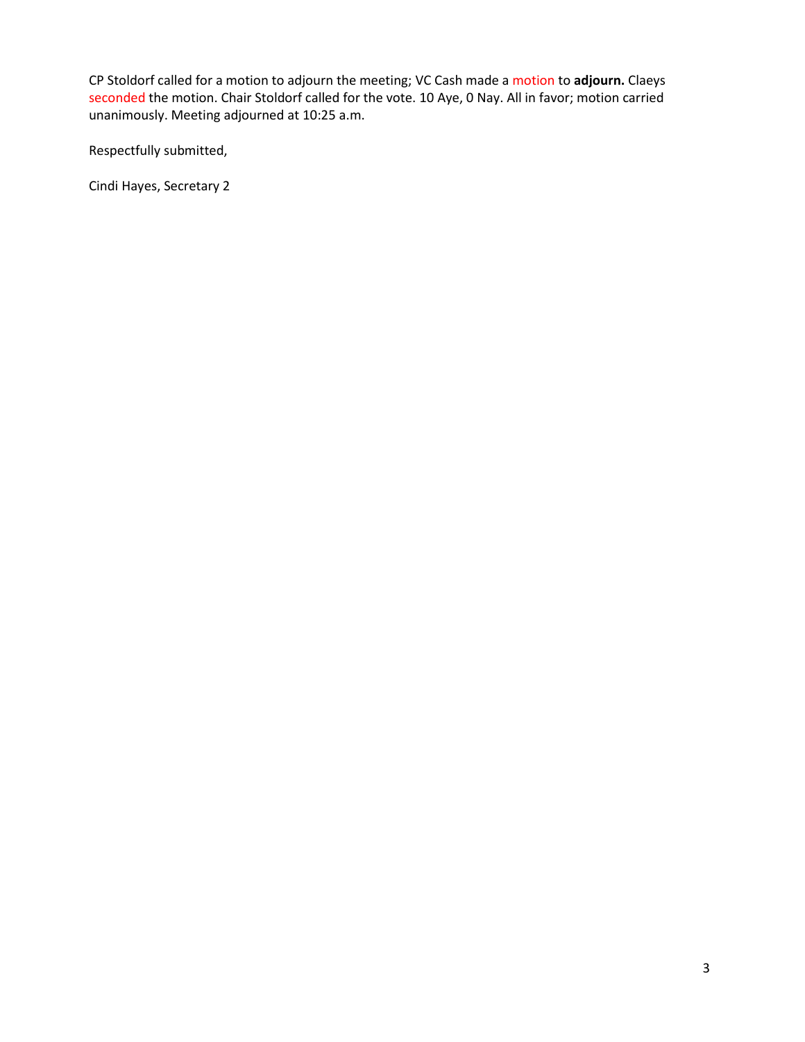CP Stoldorf called for a motion to adjourn the meeting; VC Cash made a motion to **adjourn.** Claeys seconded the motion. Chair Stoldorf called for the vote. 10 Aye, 0 Nay. All in favor; motion carried unanimously. Meeting adjourned at 10:25 a.m.

Respectfully submitted,

Cindi Hayes, Secretary 2